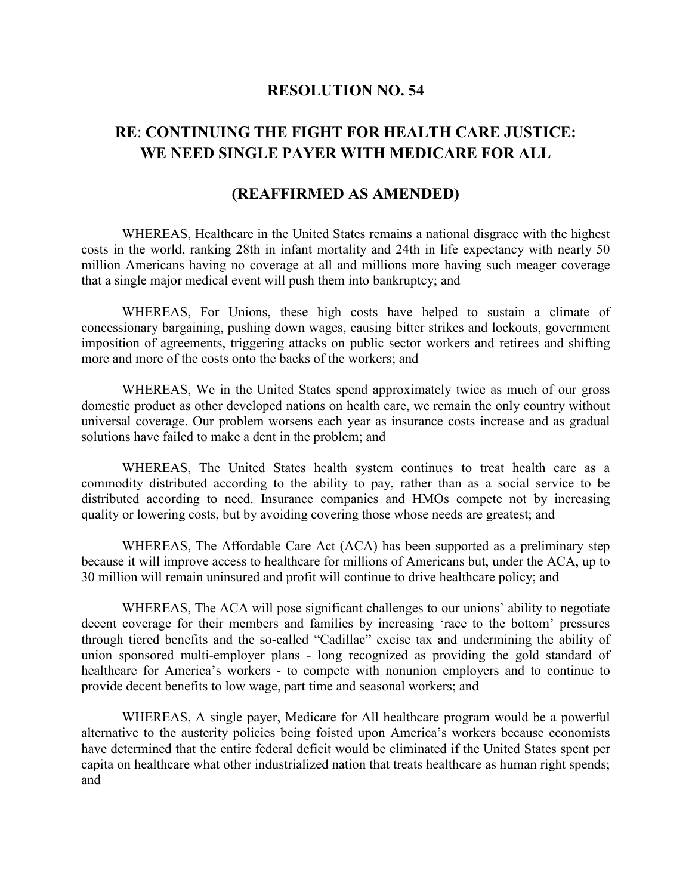# RESOLUTION NO. 54

## RE: CONTINUING THE FIGHT FOR HEALTH CARE JUSTICE: WE NEED SINGLE PAYER WITH MEDICARE FOR ALL

## (REAFFIRMED AS AMENDED)

WHEREAS, Healthcare in the United States remains a national disgrace with the highest costs in the world, ranking 28th in infant mortality and 24th in life expectancy with nearly 50 million Americans having no coverage at all and millions more having such meager coverage that a single major medical event will push them into bankruptcy; and

WHEREAS, For Unions, these high costs have helped to sustain a climate of concessionary bargaining, pushing down wages, causing bitter strikes and lockouts, government imposition of agreements, triggering attacks on public sector workers and retirees and shifting more and more of the costs onto the backs of the workers; and

WHEREAS, We in the United States spend approximately twice as much of our gross domestic product as other developed nations on health care, we remain the only country without universal coverage. Our problem worsens each year as insurance costs increase and as gradual solutions have failed to make a dent in the problem; and

WHEREAS, The United States health system continues to treat health care as a commodity distributed according to the ability to pay, rather than as a social service to be distributed according to need. Insurance companies and HMOs compete not by increasing quality or lowering costs, but by avoiding covering those whose needs are greatest; and

WHEREAS, The Affordable Care Act (ACA) has been supported as a preliminary step because it will improve access to healthcare for millions of Americans but, under the ACA, up to 30 million will remain uninsured and profit will continue to drive healthcare policy; and

WHEREAS, The ACA will pose significant challenges to our unions' ability to negotiate decent coverage for their members and families by increasing 'race to the bottom' pressures through tiered benefits and the so-called "Cadillac" excise tax and undermining the ability of union sponsored multi-employer plans - long recognized as providing the gold standard of healthcare for America's workers - to compete with nonunion employers and to continue to provide decent benefits to low wage, part time and seasonal workers; and

WHEREAS, A single payer, Medicare for All healthcare program would be a powerful alternative to the austerity policies being foisted upon America's workers because economists have determined that the entire federal deficit would be eliminated if the United States spent per capita on healthcare what other industrialized nation that treats healthcare as human right spends; and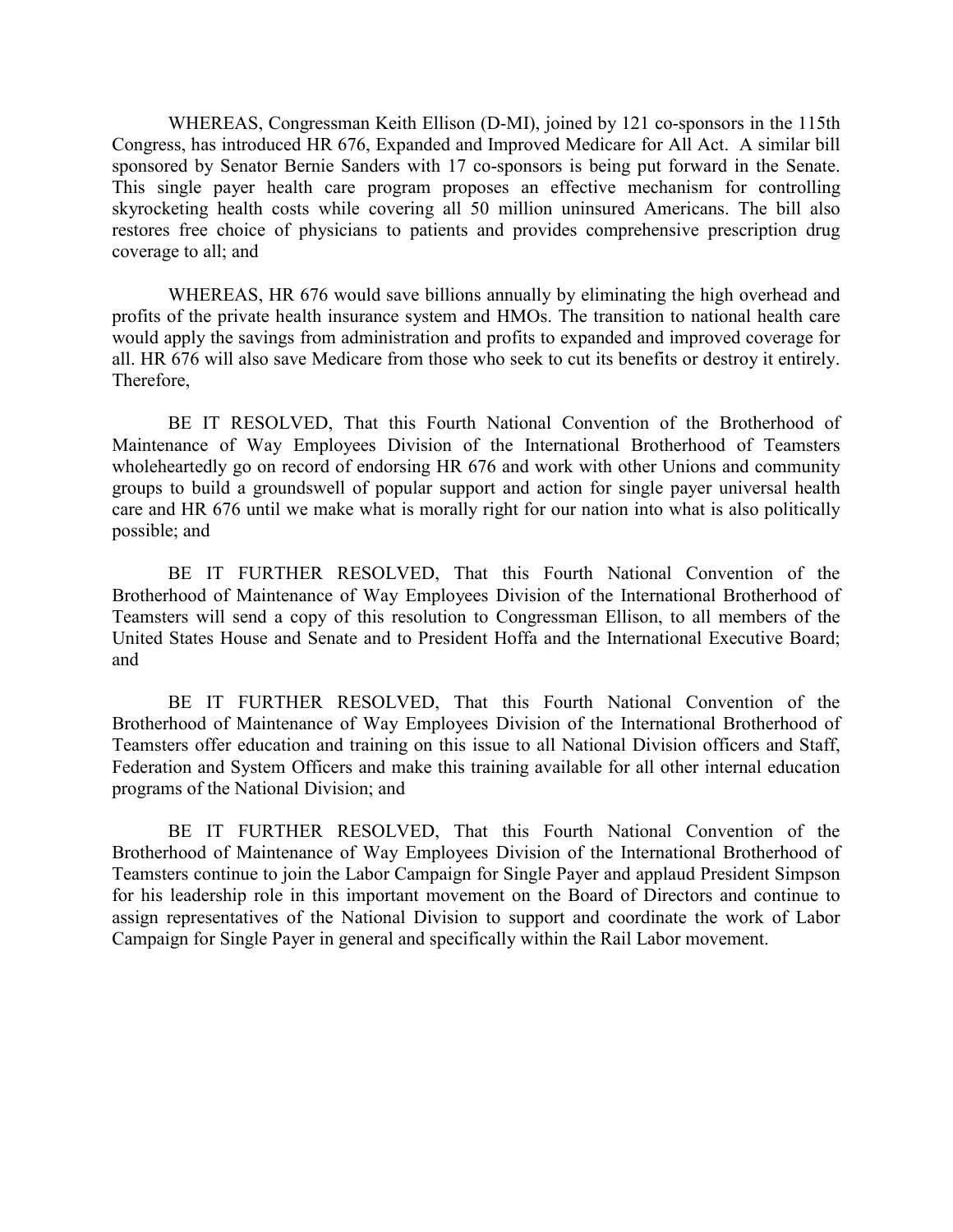WHEREAS, Congressman Keith Ellison (D-MI), joined by 121 co-sponsors in the 115th Congress, has introduced HR 676, Expanded and Improved Medicare for All Act. A similar bill sponsored by Senator Bernie Sanders with 17 co-sponsors is being put forward in the Senate. This single payer health care program proposes an effective mechanism for controlling skyrocketing health costs while covering all 50 million uninsured Americans. The bill also restores free choice of physicians to patients and provides comprehensive prescription drug coverage to all; and

WHEREAS, HR 676 would save billions annually by eliminating the high overhead and profits of the private health insurance system and HMOs. The transition to national health care would apply the savings from administration and profits to expanded and improved coverage for all. HR 676 will also save Medicare from those who seek to cut its benefits or destroy it entirely. Therefore,

BE IT RESOLVED, That this Fourth National Convention of the Brotherhood of Maintenance of Way Employees Division of the International Brotherhood of Teamsters wholeheartedly go on record of endorsing HR 676 and work with other Unions and community groups to build a groundswell of popular support and action for single payer universal health care and HR 676 until we make what is morally right for our nation into what is also politically possible; and

BE IT FURTHER RESOLVED, That this Fourth National Convention of the Brotherhood of Maintenance of Way Employees Division of the International Brotherhood of Teamsters will send a copy of this resolution to Congressman Ellison, to all members of the United States House and Senate and to President Hoffa and the International Executive Board; and

BE IT FURTHER RESOLVED, That this Fourth National Convention of the Brotherhood of Maintenance of Way Employees Division of the International Brotherhood of Teamsters offer education and training on this issue to all National Division officers and Staff, Federation and System Officers and make this training available for all other internal education programs of the National Division; and

BE IT FURTHER RESOLVED, That this Fourth National Convention of the Brotherhood of Maintenance of Way Employees Division of the International Brotherhood of Teamsters continue to join the Labor Campaign for Single Payer and applaud President Simpson for his leadership role in this important movement on the Board of Directors and continue to assign representatives of the National Division to support and coordinate the work of Labor Campaign for Single Payer in general and specifically within the Rail Labor movement.